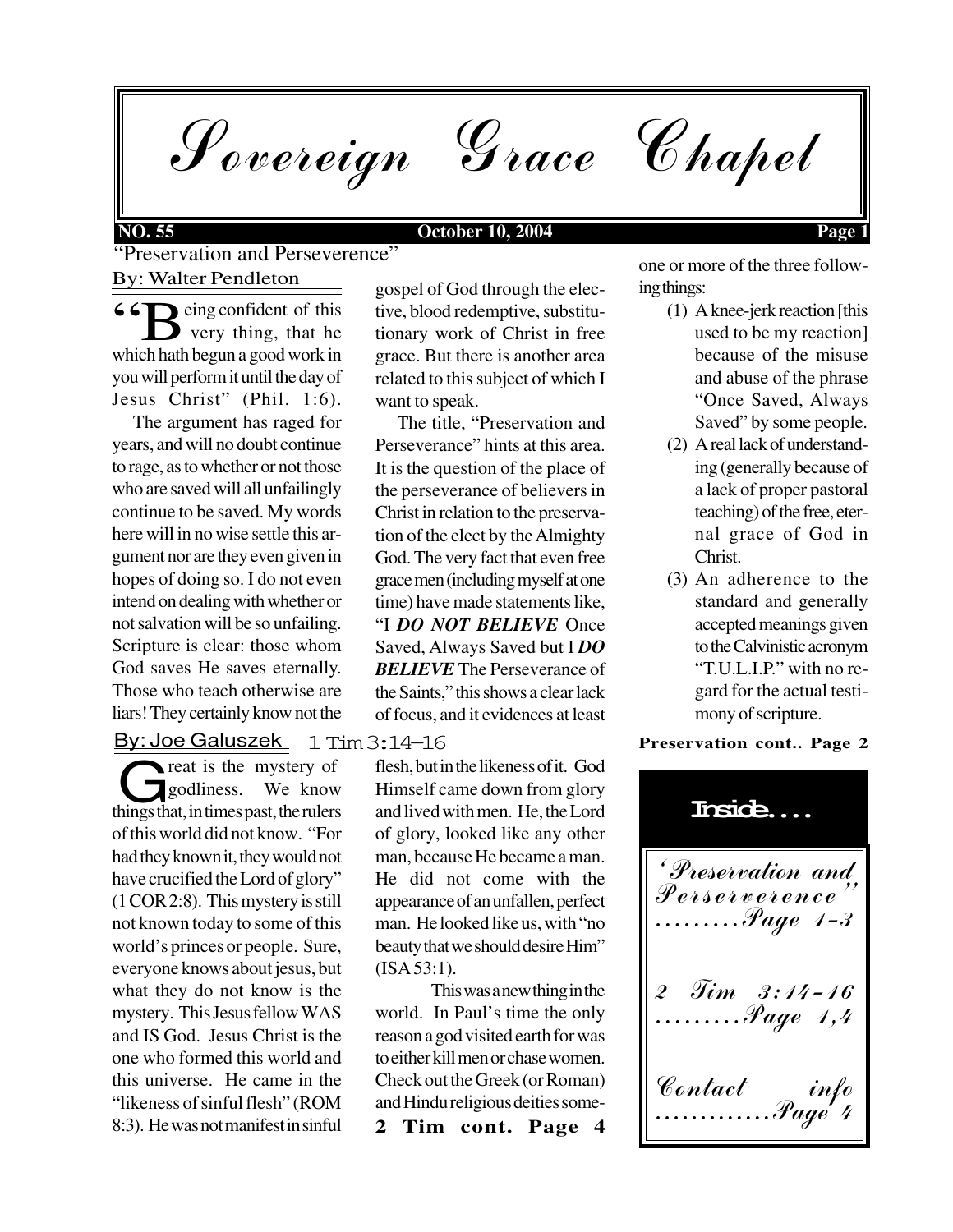# Sovereign Grace Chapel

**NO. 55** **October 10, 2004**

## "Preservation and Perseverence"

By: Walter Pendleton

"Being confident of this very thing, that he which hath begun a good work in you will perform it until the day of Jesus Christ" (Phil. 1:6).

The argument has raged for years, and will no doubt continue to rage, as to whether or not those who are saved will all unfailingly continue to be saved. My words here will in no wise settle this argument nor are they even given in hopes of doing so. I do not even intend on dealing with whether or not salvation will be so unfailing. Scripture is clear: those whom God saves He saves eternally. Those who teach otherwise are liars! They certainly know not the gospel of God through the elective, blood redemptive, substitutionary work of Christ in free grace. But there is another area related to this subject of which I want to speak.

The title, "Preservation and Perseverance" hints at this area. It is the question of the place of the perseverance of believers in Christ in relation to the preservation of the elect by the Almighty God. The very fact that even free grace men (including myself at one time) have made statements like, "I ***DO NOT BELIEVE*** Once Saved, Always Saved but I ***DO BELIEVE*** The Perseverance of the Saints," this shows a clear lack of focus, and it evidences at least one or more of the three following things:

(1) A knee-jerk reaction [this used to be my reaction] because of the misuse and abuse of the phrase "Once Saved, Always Saved" by some people.

(2) A real lack of understanding (generally because of a lack of proper pastoral teaching) of the free, eternal grace of God in Christ.

(3) An adherence to the standard and generally accepted meanings given to the Calvinistic acronym "T.U.L.I.P." with no regard for the actual testimony of scripture.

**Preservation cont.. Page 2**

## 1 Tim 3:14–16

By: Joe Galuszek

Great is the mystery of godliness. We know things that, in times past, the rulers of this world did not know. "For had they known it, they would not have crucified the Lord of glory" (1 COR 2:8). This mystery is still not known today to some of this world's princes or people. Sure, everyone knows about jesus, but what they do not know is the mystery. This Jesus fellow WAS and IS God. Jesus Christ is the one who formed this world and this universe. He came in the "likeness of sinful flesh" (ROM 8:3). He was not manifest in sinful flesh, but in the likeness of it. God Himself came down from glory and lived with men. He, the Lord of glory, looked like any other man, because He became a man. He did not come with the appearance of an unfallen, perfect man. He looked like us, with "no beauty that we should desire Him" (ISA 53:1).

This was a new thing in the world. In Paul's time the only reason a god visited earth for was to either kill men or chase women. Check out the Greek (or Roman) and Hindu religious deities some-

**2 Tim cont. Page 4**

### Inside....

'Preservation and Perserverence" .........Page 1-3

2 Tim 3:14-16 .........Page 1,4

Contact info .............Page 4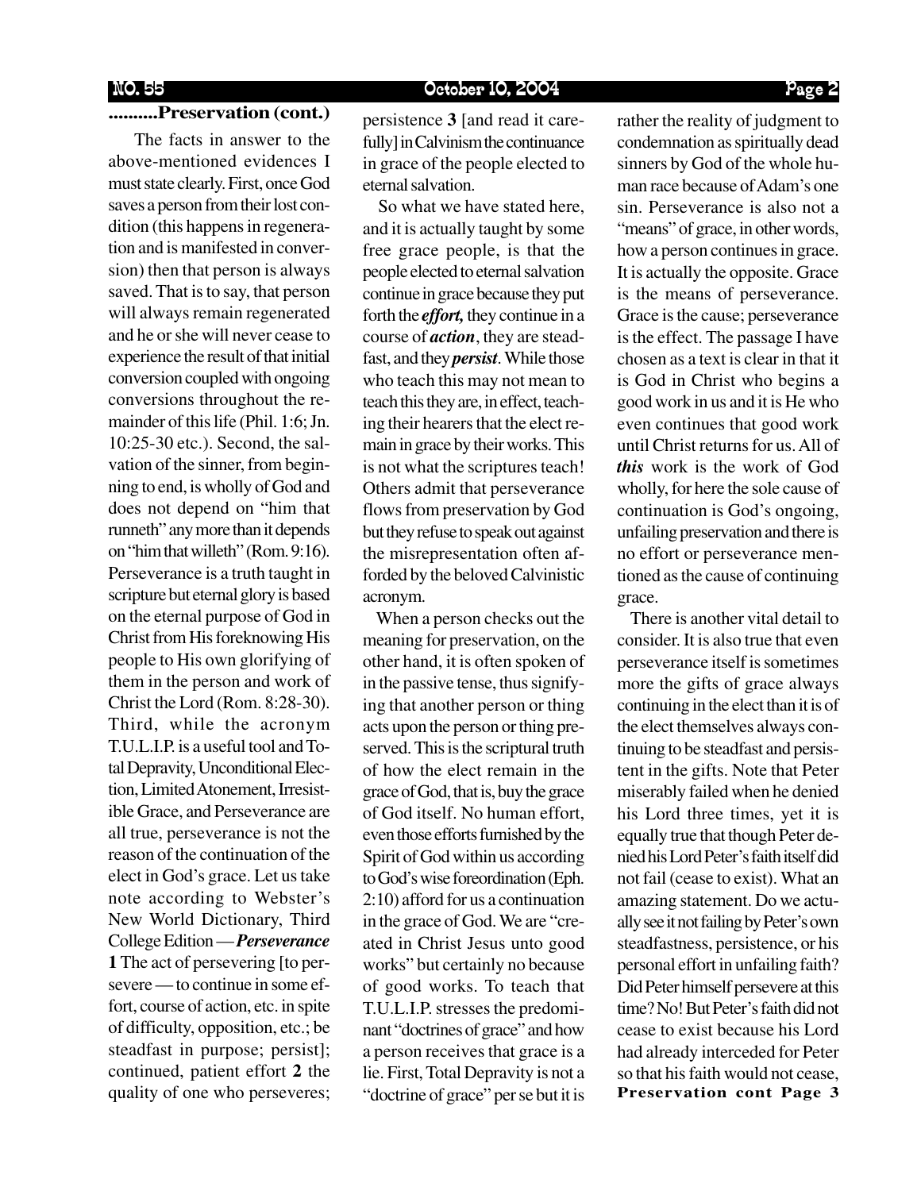## ..........Preservation (cont.)

The facts in answer to the above-mentioned evidences I must state clearly. First, once God saves a person from their lost condition (this happens in regeneration and is manifested in conversion) then that person is always saved. That is to say, that person will always remain regenerated and he or she will never cease to experience the result of that initial conversion coupled with ongoing conversions throughout the remainder of this life (Phil. 1:6; Jn. 10:25-30 etc.). Second, the salvation of the sinner, from beginning to end, is wholly of God and does not depend on "him that runneth" any more than it depends on "him that willeth" (Rom. 9:16). Perseverance is a truth taught in scripture but eternal glory is based on the eternal purpose of God in Christ from His foreknowing His people to His own glorifying of them in the person and work of Christ the Lord (Rom. 8:28-30). Third, while the acronym T.U.L.I.P. is a useful tool and Total Depravity, Unconditional Election, Limited Atonement, Irresistible Grace, and Perseverance are all true, perseverance is not the reason of the continuation of the elect in God's grace. Let us take note according to Webster's New World Dictionary, Third College Edition — ***Perseverance*** **1** The act of persevering [to persevere — to continue in some effort, course of action, etc. in spite of difficulty, opposition, etc.; be steadfast in purpose; persist]; continued, patient effort **2** the quality of one who perseveres; persistence **3** [and read it carefully] in Calvinism the continuance in grace of the people elected to eternal salvation.

So what we have stated here, and it is actually taught by some free grace people, is that the people elected to eternal salvation continue in grace because they put forth the ***effort,*** they continue in a course of ***action***, they are steadfast, and they ***persist***. While those who teach this may not mean to teach this they are, in effect, teaching their hearers that the elect remain in grace by their works. This is not what the scriptures teach! Others admit that perseverance flows from preservation by God but they refuse to speak out against the misrepresentation often afforded by the beloved Calvinistic acronym.

When a person checks out the meaning for preservation, on the other hand, it is often spoken of in the passive tense, thus signifying that another person or thing acts upon the person or thing preserved. This is the scriptural truth of how the elect remain in the grace of God, that is, buy the grace of God itself. No human effort, even those efforts furnished by the Spirit of God within us according to God's wise foreordination (Eph. 2:10) afford for us a continuation in the grace of God. We are "created in Christ Jesus unto good works" but certainly no because of good works. To teach that T.U.L.I.P. stresses the predominant "doctrines of grace" and how a person receives that grace is a lie. First, Total Depravity is not a "doctrine of grace" per se but it is rather the reality of judgment to condemnation as spiritually dead sinners by God of the whole human race because of Adam's one sin. Perseverance is also not a "means" of grace, in other words, how a person continues in grace. It is actually the opposite. Grace is the means of perseverance. Grace is the cause; perseverance is the effect. The passage I have chosen as a text is clear in that it is God in Christ who begins a good work in us and it is He who even continues that good work until Christ returns for us. All of ***this*** work is the work of God wholly, for here the sole cause of continuation is God's ongoing, unfailing preservation and there is no effort or perseverance mentioned as the cause of continuing grace.

There is another vital detail to consider. It is also true that even perseverance itself is sometimes more the gifts of grace always continuing in the elect than it is of the elect themselves always continuing to be steadfast and persistent in the gifts. Note that Peter miserably failed when he denied his Lord three times, yet it is equally true that though Peter denied his Lord Peter's faith itself did not fail (cease to exist). What an amazing statement. Do we actually see it not failing by Peter's own steadfastness, persistence, or his personal effort in unfailing faith? Did Peter himself persevere at this time? No! But Peter's faith did not cease to exist because his Lord had already interceded for Peter so that his faith would not cease,

**Preservation cont Page 3**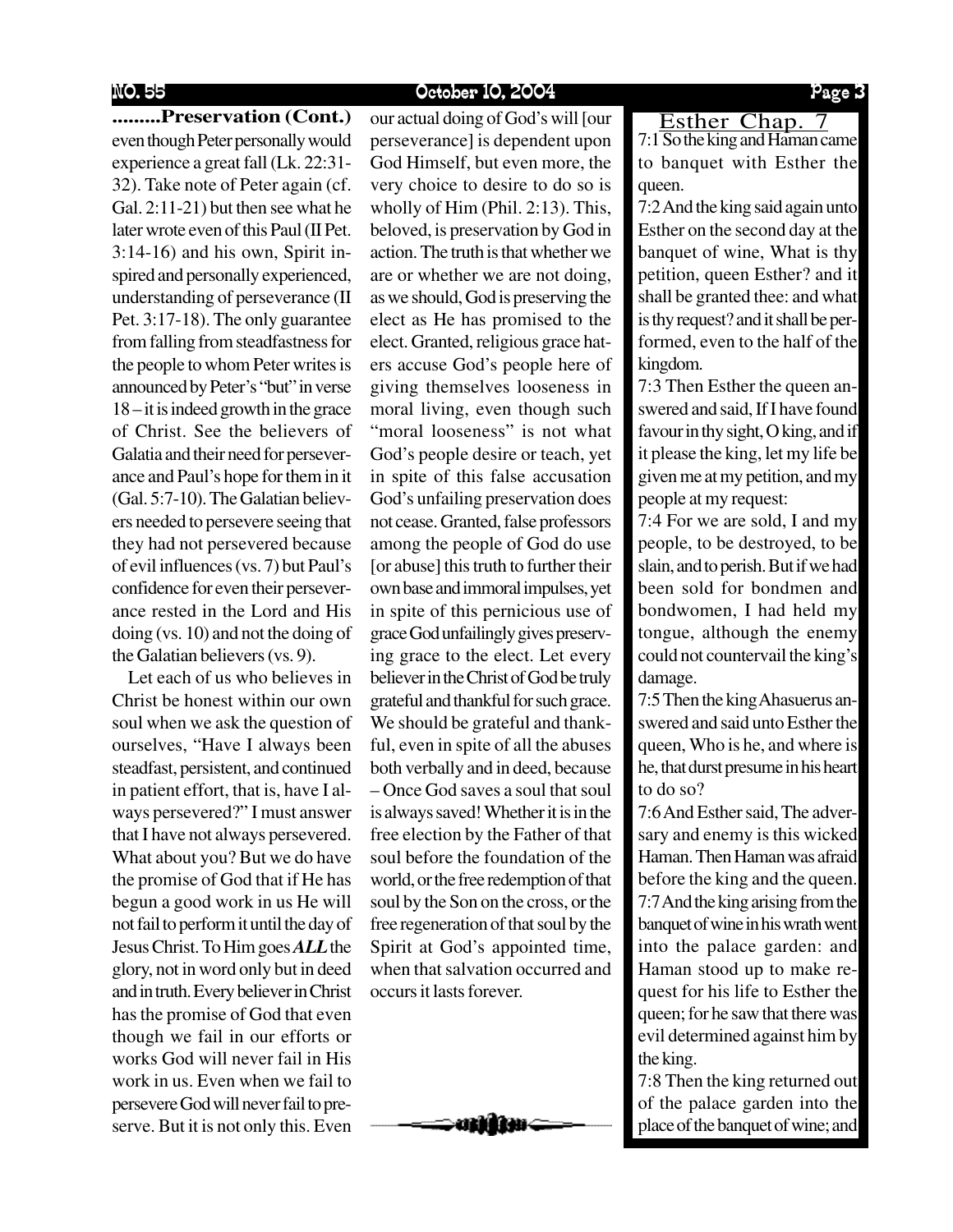**.........Preservation (Cont.)** even though Peter personally would experience a great fall (Lk. 22:31-32). Take note of Peter again (cf. Gal. 2:11-21) but then see what he later wrote even of this Paul (II Pet. 3:14-16) and his own, Spirit inspired and personally experienced, understanding of perseverance (II Pet. 3:17-18). The only guarantee from falling from steadfastness for the people to whom Peter writes is announced by Peter's "but" in verse 18 – it is indeed growth in the grace of Christ. See the believers of Galatia and their need for perseverance and Paul's hope for them in it (Gal. 5:7-10). The Galatian believers needed to persevere seeing that they had not persevered because of evil influences (vs. 7) but Paul's confidence for even their perseverance rested in the Lord and His doing (vs. 10) and not the doing of the Galatian believers (vs. 9).

Let each of us who believes in Christ be honest within our own soul when we ask the question of ourselves, "Have I always been steadfast, persistent, and continued in patient effort, that is, have I always persevered?" I must answer that I have not always persevered. What about you? But we do have the promise of God that if He has begun a good work in us He will not fail to perform it until the day of Jesus Christ. To Him goes ***ALL*** the glory, not in word only but in deed and in truth. Every believer in Christ has the promise of God that even though we fail in our efforts or works God will never fail in His work in us. Even when we fail to persevere God will never fail to preserve. But it is not only this. Even our actual doing of God's will [our perseverance] is dependent upon God Himself, but even more, the very choice to desire to do so is wholly of Him (Phil. 2:13). This, beloved, is preservation by God in action. The truth is that whether we are or whether we are not doing, as we should, God is preserving the elect as He has promised to the elect. Granted, religious grace haters accuse God's people here of giving themselves looseness in moral living, even though such "moral looseness" is not what God's people desire or teach, yet in spite of this false accusation God's unfailing preservation does not cease. Granted, false professors among the people of God do use [or abuse] this truth to further their own base and immoral impulses, yet in spite of this pernicious use of grace God unfailingly gives preserving grace to the elect. Let every believer in the Christ of God be truly grateful and thankful for such grace. We should be grateful and thankful, even in spite of all the abuses both verbally and in deed, because – Once God saves a soul that soul is always saved! Whether it is in the free election by the Father of that soul before the foundation of the world, or the free redemption of that soul by the Son on the cross, or the free regeneration of that soul by the Spirit at God's appointed time, when that salvation occurred and occurs it lasts forever.

## Esther Chap. 7

7:1 So the king and Haman came to banquet with Esther the queen.

7:2 And the king said again unto Esther on the second day at the banquet of wine, What is thy petition, queen Esther? and it shall be granted thee: and what is thy request? and it shall be performed, even to the half of the kingdom.

7:3 Then Esther the queen answered and said, If I have found favour in thy sight, O king, and if it please the king, let my life be given me at my petition, and my people at my request:

7:4 For we are sold, I and my people, to be destroyed, to be slain, and to perish. But if we had been sold for bondmen and bondwomen, I had held my tongue, although the enemy could not countervail the king's damage.

7:5 Then the king Ahasuerus answered and said unto Esther the queen, Who is he, and where is he, that durst presume in his heart to do so?

7:6 And Esther said, The adversary and enemy is this wicked Haman. Then Haman was afraid before the king and the queen.

7:7 And the king arising from the banquet of wine in his wrath went into the palace garden: and Haman stood up to make request for his life to Esther the queen; for he saw that there was evil determined against him by the king.

7:8 Then the king returned out of the palace garden into the place of the banquet of wine; and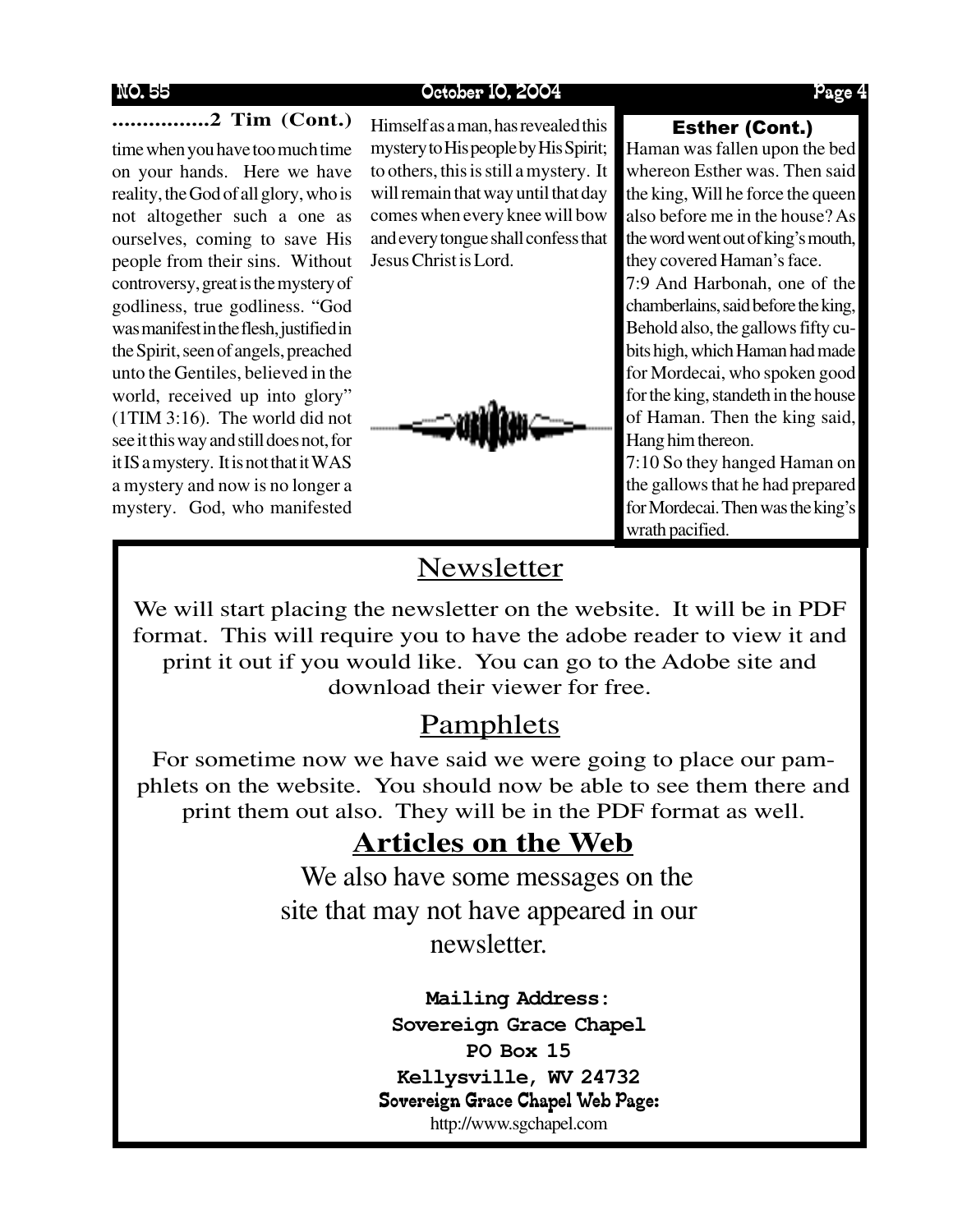**................2 Tim (Cont.)**

time when you have too much time on your hands. Here we have reality, the God of all glory, who is not altogether such a one as ourselves, coming to save His people from their sins. Without controversy, great is the mystery of godliness, true godliness. "God was manifest in the flesh, justified in the Spirit, seen of angels, preached unto the Gentiles, believed in the world, received up into glory" (1TIM 3:16). The world did not see it this way and still does not, for it IS a mystery. It is not that it WAS a mystery and now is no longer a mystery. God, who manifested Himself as a man, has revealed this mystery to His people by His Spirit; to others, this is still a mystery. It will remain that way until that day comes when every knee will bow and every tongue shall confess that Jesus Christ is Lord.

**Esther (Cont.)**

Haman was fallen upon the bed whereon Esther was. Then said the king, Will he force the queen also before me in the house? As the word went out of king's mouth, they covered Haman's face.

7:9 And Harbonah, one of the chamberlains, said before the king, Behold also, the gallows fifty cubits high, which Haman had made for Mordecai, who spoken good for the king, standeth in the house of Haman. Then the king said, Hang him thereon.

7:10 So they hanged Haman on the gallows that he had prepared for Mordecai. Then was the king's wrath pacified.

## Newsletter

We will start placing the newsletter on the website. It will be in PDF format. This will require you to have the adobe reader to view it and print it out if you would like. You can go to the Adobe site and download their viewer for free.

## Pamphlets

For sometime now we have said we were going to place our pamphlets on the website. You should now be able to see them there and print them out also. They will be in the PDF format as well.

## Articles on the Web

We also have some messages on the site that may not have appeared in our newsletter.

**Mailing Address:**
**Sovereign Grace Chapel**
**PO Box 15**
**Kellysville, WV 24732**
**Sovereign Grace Chapel Web Page:**
http://www.sgchapel.com